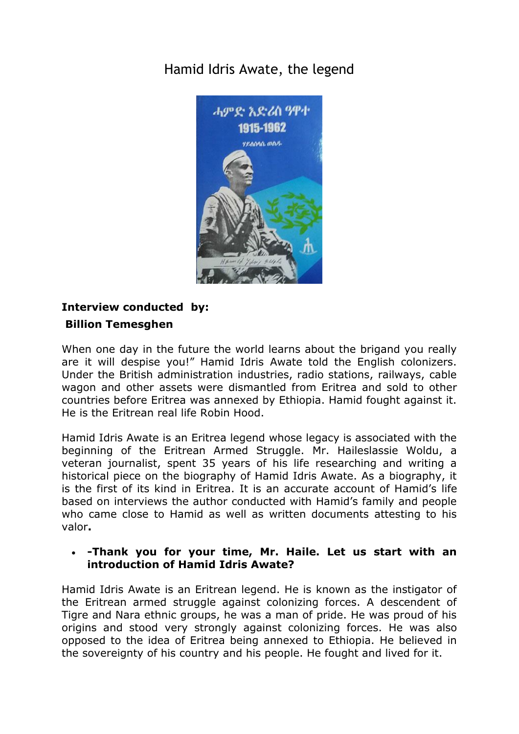# Hamid Idris Awate, the legend

**Interview conducted by:**

**Billion Temesghen**

When one day in the future the world learns about the brigand you really are it will despise you!" Hamid Idris Awate told the English colonizers. Under the British administration industries, radio stations, railways, cable wagon and other assets were dismantled from Eritrea and sold to other countries before Eritrea was annexed by Ethiopia. Hamid fought against it. He is the Eritrean real life Robin Hood.

Hamid Idris Awate is an Eritrea legend whose legacy is associated with the beginning of the Eritrean Armed Struggle. Mr. Haileslassie Woldu, a veteran journalist, spent 35 years of his life researching and writing a historical piece on the biography of Hamid Idris Awate. As a biography, it is the first of its kind in Eritrea. It is an accurate account of Hamid's life based on interviews the author conducted with Hamid's family and people who came close to Hamid as well as written documents attesting to his valor**.**

- **-Thank you for your time, Mr. Haile. Let us start with an introduction of Hamid Idris Awate?**

Hamid Idris Awate is an Eritrean legend. He is known as the instigator of the Eritrean armed struggle against colonizing forces. A descendent of Tigre and Nara ethnic groups, he was a man of pride. He was proud of his origins and stood very strongly against colonizing forces. He was also opposed to the idea of Eritrea being annexed to Ethiopia. He believed in the sovereignty of his country and his people. He fought and lived for it.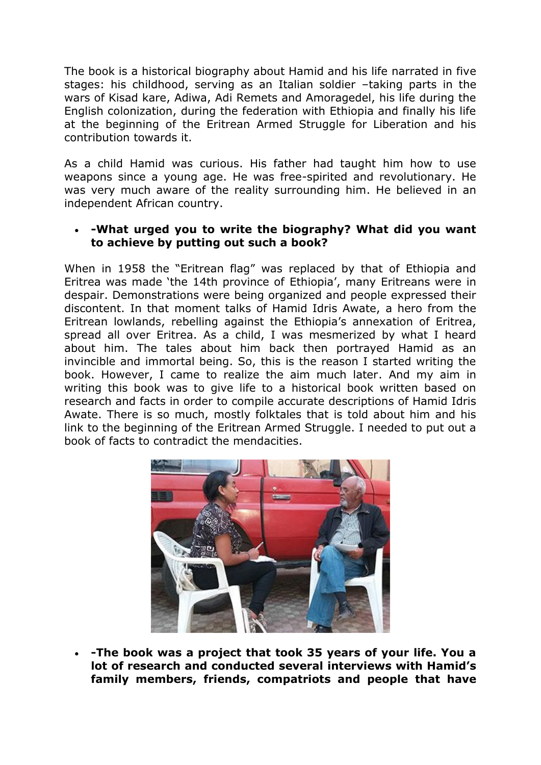The book is a historical biography about Hamid and his life narrated in five stages: his childhood, serving as an Italian soldier –taking parts in the wars of Kisad kare, Adiwa, Adi Remets and Amoragedel, his life during the English colonization, during the federation with Ethiopia and finally his life at the beginning of the Eritrean Armed Struggle for Liberation and his contribution towards it.

As a child Hamid was curious. His father had taught him how to use weapons since a young age. He was free-spirited and revolutionary. He was very much aware of the reality surrounding him. He believed in an independent African country.

- **-What urged you to write the biography? What did you want to achieve by putting out such a book?**

When in 1958 the "Eritrean flag" was replaced by that of Ethiopia and Eritrea was made 'the 14th province of Ethiopia', many Eritreans were in despair. Demonstrations were being organized and people expressed their discontent. In that moment talks of Hamid Idris Awate, a hero from the Eritrean lowlands, rebelling against the Ethiopia's annexation of Eritrea, spread all over Eritrea. As a child, I was mesmerized by what I heard about him. The tales about him back then portrayed Hamid as an invincible and immortal being. So, this is the reason I started writing the book. However, I came to realize the aim much later. And my aim in writing this book was to give life to a historical book written based on research and facts in order to compile accurate descriptions of Hamid Idris Awate. There is so much, mostly folktales that is told about him and his link to the beginning of the Eritrean Armed Struggle. I needed to put out a book of facts to contradict the mendacities.

- **-The book was a project that took 35 years of your life. You a lot of research and conducted several interviews with Hamid's family members, friends, compatriots and people that have**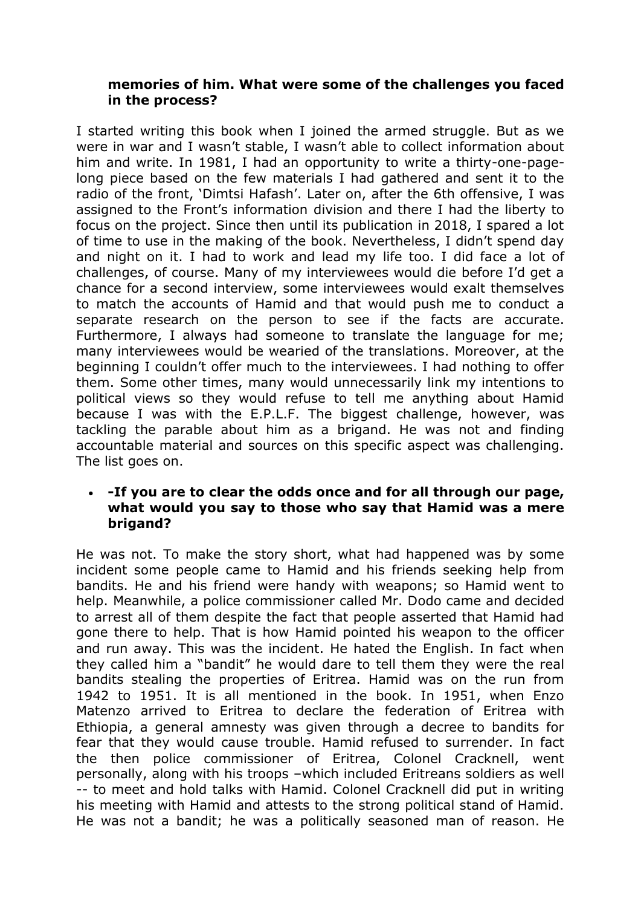**memories of him. What were some of the challenges you faced in the process?**

I started writing this book when I joined the armed struggle. But as we were in war and I wasn't stable, I wasn't able to collect information about him and write. In 1981, I had an opportunity to write a thirty-one-page-long piece based on the few materials I had gathered and sent it to the radio of the front, 'Dimtsi Hafash'. Later on, after the 6th offensive, I was assigned to the Front's information division and there I had the liberty to focus on the project. Since then until its publication in 2018, I spared a lot of time to use in the making of the book. Nevertheless, I didn't spend day and night on it. I had to work and lead my life too. I did face a lot of challenges, of course. Many of my interviewees would die before I'd get a chance for a second interview, some interviewees would exalt themselves to match the accounts of Hamid and that would push me to conduct a separate research on the person to see if the facts are accurate. Furthermore, I always had someone to translate the language for me; many interviewees would be wearied of the translations. Moreover, at the beginning I couldn't offer much to the interviewees. I had nothing to offer them. Some other times, many would unnecessarily link my intentions to political views so they would refuse to tell me anything about Hamid because I was with the E.P.L.F. The biggest challenge, however, was tackling the parable about him as a brigand. He was not and finding accountable material and sources on this specific aspect was challenging. The list goes on.

- **-If you are to clear the odds once and for all through our page, what would you say to those who say that Hamid was a mere brigand?**

He was not. To make the story short, what had happened was by some incident some people came to Hamid and his friends seeking help from bandits. He and his friend were handy with weapons; so Hamid went to help. Meanwhile, a police commissioner called Mr. Dodo came and decided to arrest all of them despite the fact that people asserted that Hamid had gone there to help. That is how Hamid pointed his weapon to the officer and run away. This was the incident. He hated the English. In fact when they called him a "bandit" he would dare to tell them they were the real bandits stealing the properties of Eritrea. Hamid was on the run from 1942 to 1951. It is all mentioned in the book. In 1951, when Enzo Matenzo arrived to Eritrea to declare the federation of Eritrea with Ethiopia, a general amnesty was given through a decree to bandits for fear that they would cause trouble. Hamid refused to surrender. In fact the then police commissioner of Eritrea, Colonel Cracknell, went personally, along with his troops –which included Eritreans soldiers as well -- to meet and hold talks with Hamid. Colonel Cracknell did put in writing his meeting with Hamid and attests to the strong political stand of Hamid. He was not a bandit; he was a politically seasoned man of reason. He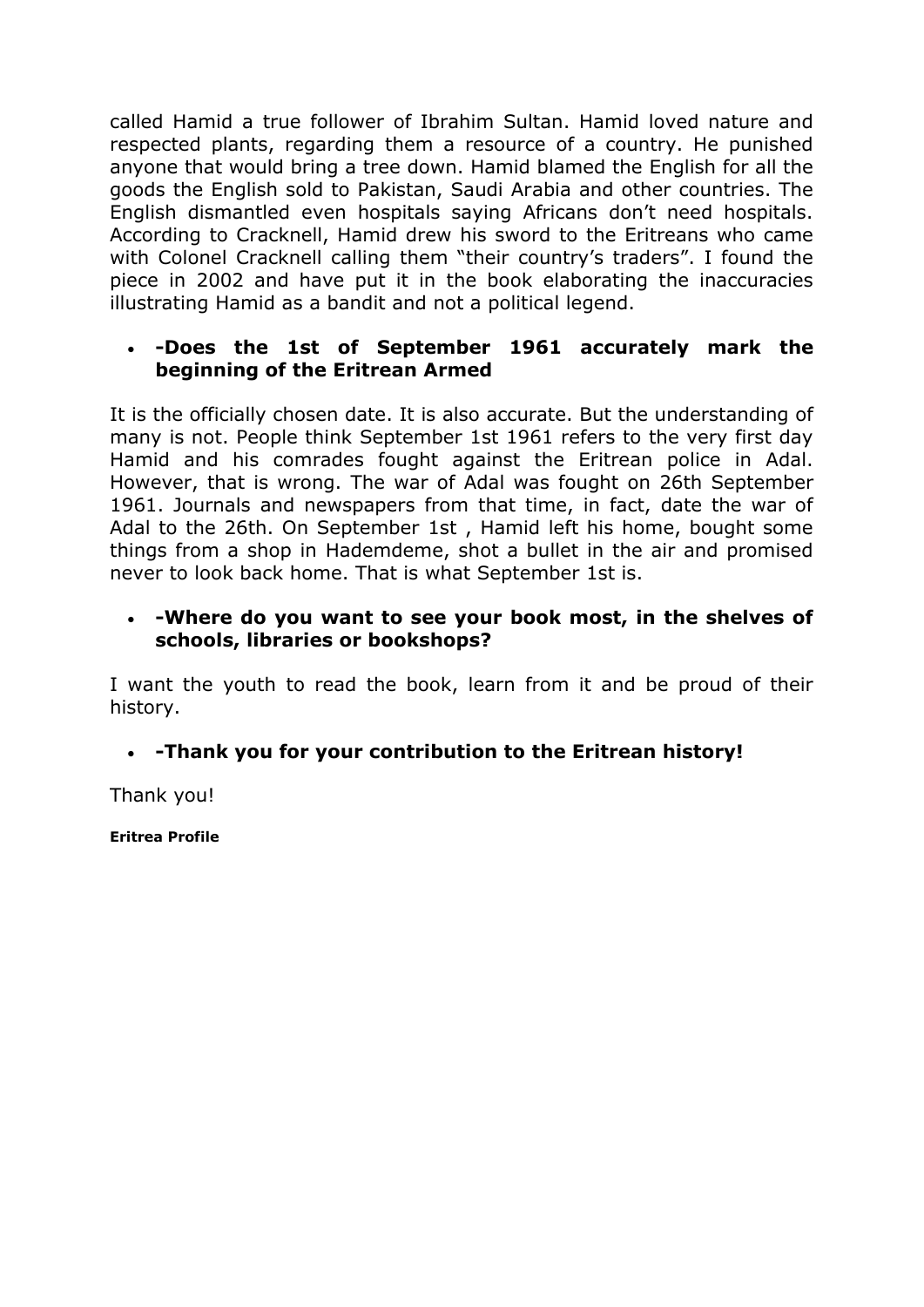called Hamid a true follower of Ibrahim Sultan. Hamid loved nature and respected plants, regarding them a resource of a country. He punished anyone that would bring a tree down. Hamid blamed the English for all the goods the English sold to Pakistan, Saudi Arabia and other countries. The English dismantled even hospitals saying Africans don't need hospitals. According to Cracknell, Hamid drew his sword to the Eritreans who came with Colonel Cracknell calling them "their country's traders". I found the piece in 2002 and have put it in the book elaborating the inaccuracies illustrating Hamid as a bandit and not a political legend.

- **-Does the 1st of September 1961 accurately mark the beginning of the Eritrean Armed**

It is the officially chosen date. It is also accurate. But the understanding of many is not. People think September 1st 1961 refers to the very first day Hamid and his comrades fought against the Eritrean police in Adal. However, that is wrong. The war of Adal was fought on 26th September 1961. Journals and newspapers from that time, in fact, date the war of Adal to the 26th. On September 1st , Hamid left his home, bought some things from a shop in Hademdeme, shot a bullet in the air and promised never to look back home. That is what September 1st is.

- **-Where do you want to see your book most, in the shelves of schools, libraries or bookshops?**

I want the youth to read the book, learn from it and be proud of their history.

- **-Thank you for your contribution to the Eritrean history!**

Thank you!

**Eritrea Profile**